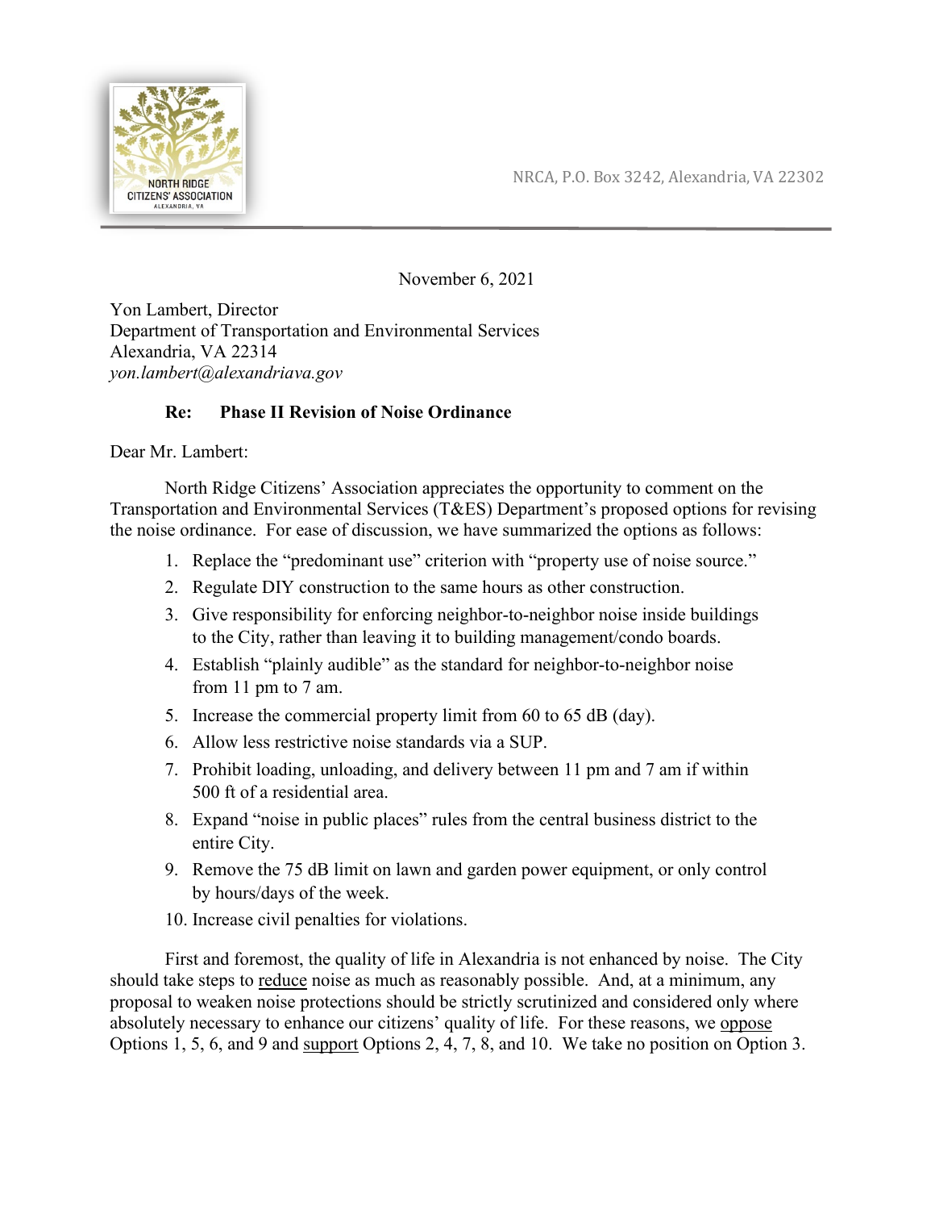NRCA, P.O. Box 3242, Alexandria, VA 22302

November 6, 2021

Yon Lambert, Director
Department of Transportation and Environmental Services
Alexandria, VA 22314
*yon.lambert@alexandriava.gov*

**Re: Phase II Revision of Noise Ordinance**

Dear Mr. Lambert:

North Ridge Citizens' Association appreciates the opportunity to comment on the Transportation and Environmental Services (T&ES) Department's proposed options for revising the noise ordinance. For ease of discussion, we have summarized the options as follows:

1. Replace the "predominant use" criterion with "property use of noise source."
2. Regulate DIY construction to the same hours as other construction.
3. Give responsibility for enforcing neighbor-to-neighbor noise inside buildings to the City, rather than leaving it to building management/condo boards.
4. Establish "plainly audible" as the standard for neighbor-to-neighbor noise from 11 pm to 7 am.
5. Increase the commercial property limit from 60 to 65 dB (day).
6. Allow less restrictive noise standards via a SUP.
7. Prohibit loading, unloading, and delivery between 11 pm and 7 am if within 500 ft of a residential area.
8. Expand "noise in public places" rules from the central business district to the entire City.
9. Remove the 75 dB limit on lawn and garden power equipment, or only control by hours/days of the week.
10. Increase civil penalties for violations.

First and foremost, the quality of life in Alexandria is not enhanced by noise. The City should take steps to <u>reduce</u> noise as much as reasonably possible. And, at a minimum, any proposal to weaken noise protections should be strictly scrutinized and considered only where absolutely necessary to enhance our citizens' quality of life. For these reasons, we <u>oppose</u> Options 1, 5, 6, and 9 and <u>support</u> Options 2, 4, 7, 8, and 10. We take no position on Option 3.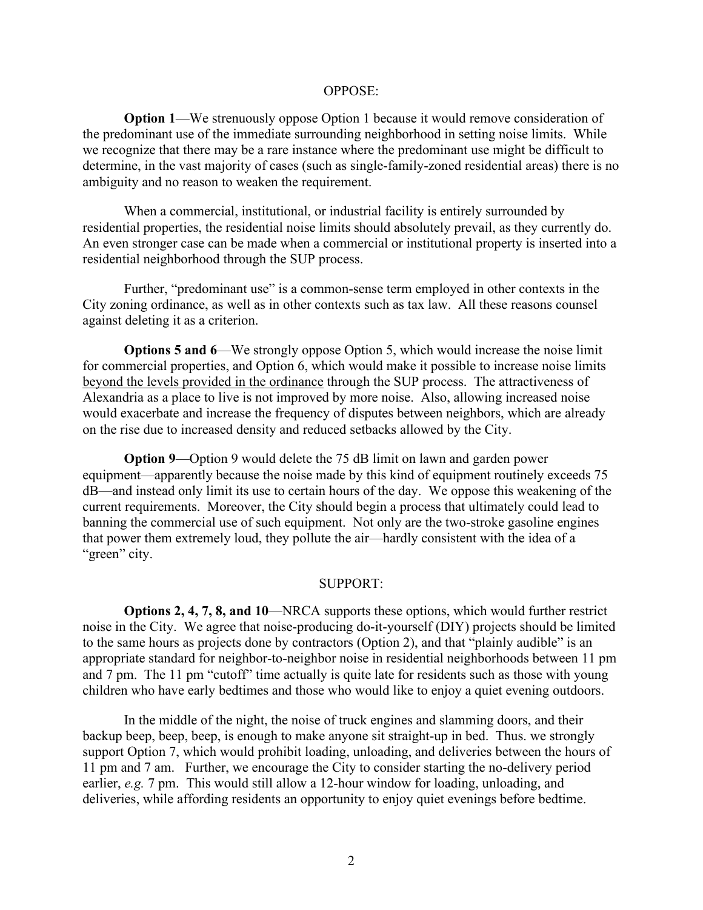OPPOSE:

**Option 1**—We strenuously oppose Option 1 because it would remove consideration of the predominant use of the immediate surrounding neighborhood in setting noise limits. While we recognize that there may be a rare instance where the predominant use might be difficult to determine, in the vast majority of cases (such as single-family-zoned residential areas) there is no ambiguity and no reason to weaken the requirement.

When a commercial, institutional, or industrial facility is entirely surrounded by residential properties, the residential noise limits should absolutely prevail, as they currently do. An even stronger case can be made when a commercial or institutional property is inserted into a residential neighborhood through the SUP process.

Further, "predominant use" is a common-sense term employed in other contexts in the City zoning ordinance, as well as in other contexts such as tax law. All these reasons counsel against deleting it as a criterion.

**Options 5 and 6**—We strongly oppose Option 5, which would increase the noise limit for commercial properties, and Option 6, which would make it possible to increase noise limits <u>beyond the levels provided in the ordinance</u> through the SUP process. The attractiveness of Alexandria as a place to live is not improved by more noise. Also, allowing increased noise would exacerbate and increase the frequency of disputes between neighbors, which are already on the rise due to increased density and reduced setbacks allowed by the City.

**Option 9**—Option 9 would delete the 75 dB limit on lawn and garden power equipment—apparently because the noise made by this kind of equipment routinely exceeds 75 dB—and instead only limit its use to certain hours of the day. We oppose this weakening of the current requirements. Moreover, the City should begin a process that ultimately could lead to banning the commercial use of such equipment. Not only are the two-stroke gasoline engines that power them extremely loud, they pollute the air—hardly consistent with the idea of a "green" city.

SUPPORT:

**Options 2, 4, 7, 8, and 10**—NRCA supports these options, which would further restrict noise in the City. We agree that noise-producing do-it-yourself (DIY) projects should be limited to the same hours as projects done by contractors (Option 2), and that "plainly audible" is an appropriate standard for neighbor-to-neighbor noise in residential neighborhoods between 11 pm and 7 pm. The 11 pm "cutoff" time actually is quite late for residents such as those with young children who have early bedtimes and those who would like to enjoy a quiet evening outdoors.

In the middle of the night, the noise of truck engines and slamming doors, and their backup beep, beep, beep, is enough to make anyone sit straight-up in bed. Thus. we strongly support Option 7, which would prohibit loading, unloading, and deliveries between the hours of 11 pm and 7 am. Further, we encourage the City to consider starting the no-delivery period earlier, *e.g.* 7 pm. This would still allow a 12-hour window for loading, unloading, and deliveries, while affording residents an opportunity to enjoy quiet evenings before bedtime.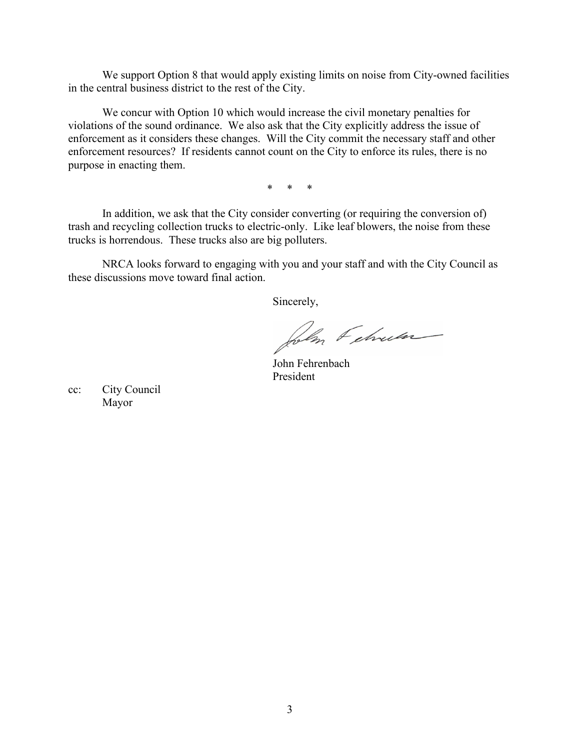We support Option 8 that would apply existing limits on noise from City-owned facilities in the central business district to the rest of the City.

We concur with Option 10 which would increase the civil monetary penalties for violations of the sound ordinance. We also ask that the City explicitly address the issue of enforcement as it considers these changes. Will the City commit the necessary staff and other enforcement resources? If residents cannot count on the City to enforce its rules, there is no purpose in enacting them.

\* \* \*

In addition, we ask that the City consider converting (or requiring the conversion of) trash and recycling collection trucks to electric-only. Like leaf blowers, the noise from these trucks is horrendous. These trucks also are big polluters.

NRCA looks forward to engaging with you and your staff and with the City Council as these discussions move toward final action.

Sincerely,

John Fehrenbach
President

cc: City Council
Mayor